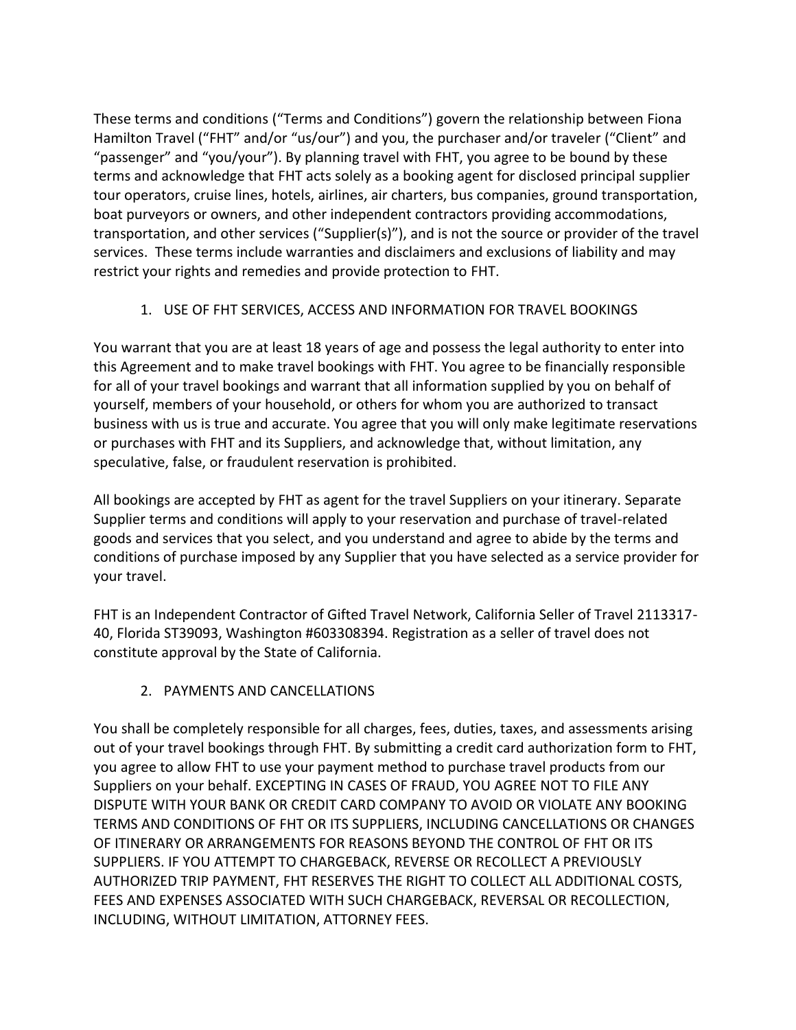These terms and conditions ("Terms and Conditions") govern the relationship between Fiona Hamilton Travel ("FHT" and/or "us/our") and you, the purchaser and/or traveler ("Client" and "passenger" and "you/your"). By planning travel with FHT, you agree to be bound by these terms and acknowledge that FHT acts solely as a booking agent for disclosed principal supplier tour operators, cruise lines, hotels, airlines, air charters, bus companies, ground transportation, boat purveyors or owners, and other independent contractors providing accommodations, transportation, and other services ("Supplier(s)"), and is not the source or provider of the travel services. These terms include warranties and disclaimers and exclusions of liability and may restrict your rights and remedies and provide protection to FHT.

## 1. USE OF FHT SERVICES, ACCESS AND INFORMATION FOR TRAVEL BOOKINGS

You warrant that you are at least 18 years of age and possess the legal authority to enter into this Agreement and to make travel bookings with FHT. You agree to be financially responsible for all of your travel bookings and warrant that all information supplied by you on behalf of yourself, members of your household, or others for whom you are authorized to transact business with us is true and accurate. You agree that you will only make legitimate reservations or purchases with FHT and its Suppliers, and acknowledge that, without limitation, any speculative, false, or fraudulent reservation is prohibited.

All bookings are accepted by FHT as agent for the travel Suppliers on your itinerary. Separate Supplier terms and conditions will apply to your reservation and purchase of travel-related goods and services that you select, and you understand and agree to abide by the terms and conditions of purchase imposed by any Supplier that you have selected as a service provider for your travel.

FHT is an Independent Contractor of Gifted Travel Network, California Seller of Travel 2113317-40, Florida ST39093, Washington #603308394. Registration as a seller of travel does not constitute approval by the State of California.

## 2. PAYMENTS AND CANCELLATIONS

You shall be completely responsible for all charges, fees, duties, taxes, and assessments arising out of your travel bookings through FHT. By submitting a credit card authorization form to FHT, you agree to allow FHT to use your payment method to purchase travel products from our Suppliers on your behalf. EXCEPTING IN CASES OF FRAUD, YOU AGREE NOT TO FILE ANY DISPUTE WITH YOUR BANK OR CREDIT CARD COMPANY TO AVOID OR VIOLATE ANY BOOKING TERMS AND CONDITIONS OF FHT OR ITS SUPPLIERS, INCLUDING CANCELLATIONS OR CHANGES OF ITINERARY OR ARRANGEMENTS FOR REASONS BEYOND THE CONTROL OF FHT OR ITS SUPPLIERS. IF YOU ATTEMPT TO CHARGEBACK, REVERSE OR RECOLLECT A PREVIOUSLY AUTHORIZED TRIP PAYMENT, FHT RESERVES THE RIGHT TO COLLECT ALL ADDITIONAL COSTS, FEES AND EXPENSES ASSOCIATED WITH SUCH CHARGEBACK, REVERSAL OR RECOLLECTION, INCLUDING, WITHOUT LIMITATION, ATTORNEY FEES.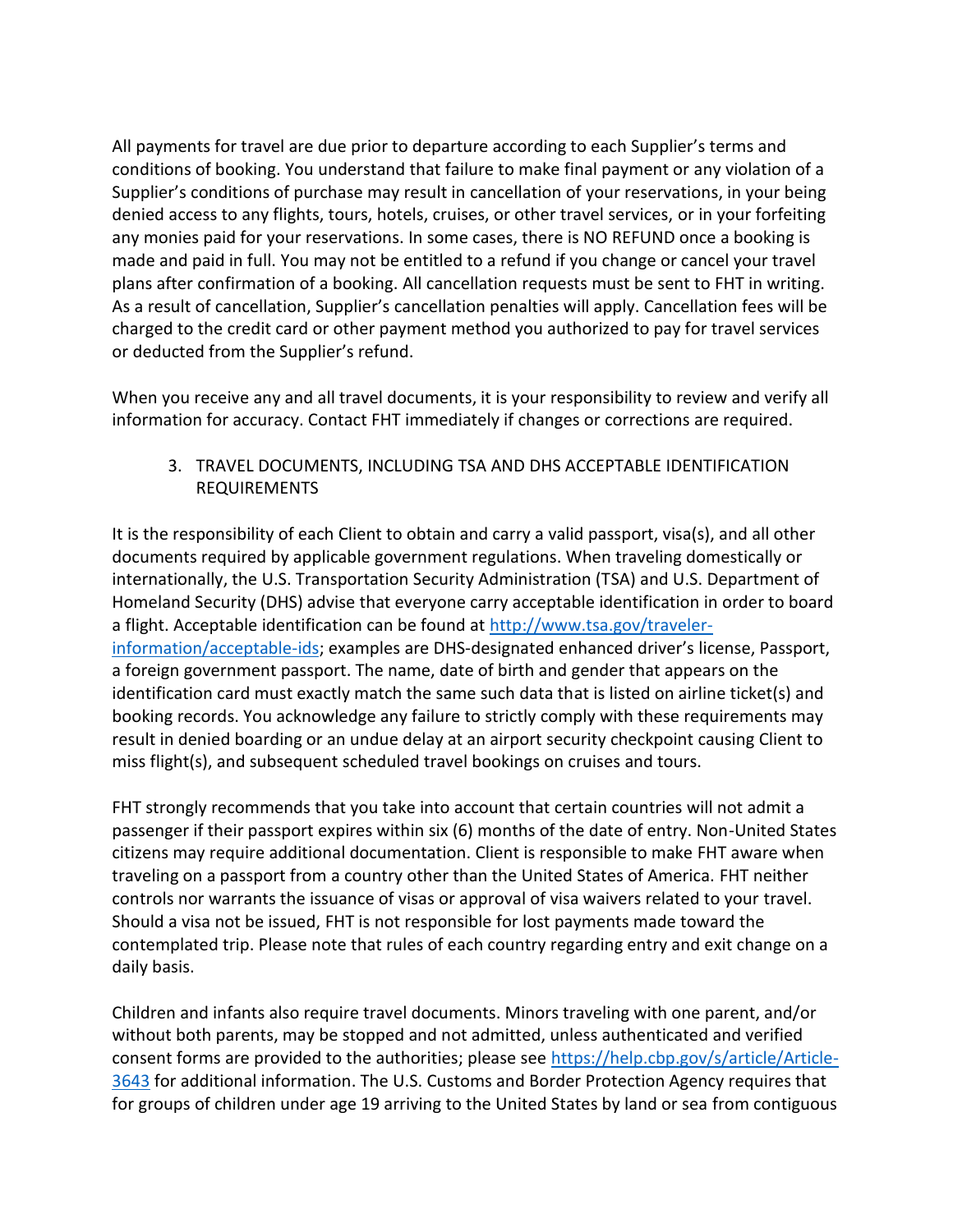All payments for travel are due prior to departure according to each Supplier's terms and conditions of booking. You understand that failure to make final payment or any violation of a Supplier's conditions of purchase may result in cancellation of your reservations, in your being denied access to any flights, tours, hotels, cruises, or other travel services, or in your forfeiting any monies paid for your reservations. In some cases, there is NO REFUND once a booking is made and paid in full. You may not be entitled to a refund if you change or cancel your travel plans after confirmation of a booking. All cancellation requests must be sent to FHT in writing. As a result of cancellation, Supplier's cancellation penalties will apply. Cancellation fees will be charged to the credit card or other payment method you authorized to pay for travel services or deducted from the Supplier's refund.

When you receive any and all travel documents, it is your responsibility to review and verify all information for accuracy. Contact FHT immediately if changes or corrections are required.

3. TRAVEL DOCUMENTS, INCLUDING TSA AND DHS ACCEPTABLE IDENTIFICATION REQUIREMENTS

It is the responsibility of each Client to obtain and carry a valid passport, visa(s), and all other documents required by applicable government regulations. When traveling domestically or internationally, the U.S. Transportation Security Administration (TSA) and U.S. Department of Homeland Security (DHS) advise that everyone carry acceptable identification in order to board a flight. Acceptable identification can be found at [http://www.tsa.gov/traveler-information/acceptable-ids](http://www.tsa.gov/traveler-information/acceptable-ids); examples are DHS-designated enhanced driver's license, Passport, a foreign government passport. The name, date of birth and gender that appears on the identification card must exactly match the same such data that is listed on airline ticket(s) and booking records. You acknowledge any failure to strictly comply with these requirements may result in denied boarding or an undue delay at an airport security checkpoint causing Client to miss flight(s), and subsequent scheduled travel bookings on cruises and tours.

FHT strongly recommends that you take into account that certain countries will not admit a passenger if their passport expires within six (6) months of the date of entry. Non-United States citizens may require additional documentation. Client is responsible to make FHT aware when traveling on a passport from a country other than the United States of America. FHT neither controls nor warrants the issuance of visas or approval of visa waivers related to your travel. Should a visa not be issued, FHT is not responsible for lost payments made toward the contemplated trip. Please note that rules of each country regarding entry and exit change on a daily basis.

Children and infants also require travel documents. Minors traveling with one parent, and/or without both parents, may be stopped and not admitted, unless authenticated and verified consent forms are provided to the authorities; please see [https://help.cbp.gov/s/article/Article-3643](https://help.cbp.gov/s/article/Article-3643) for additional information. The U.S. Customs and Border Protection Agency requires that for groups of children under age 19 arriving to the United States by land or sea from contiguous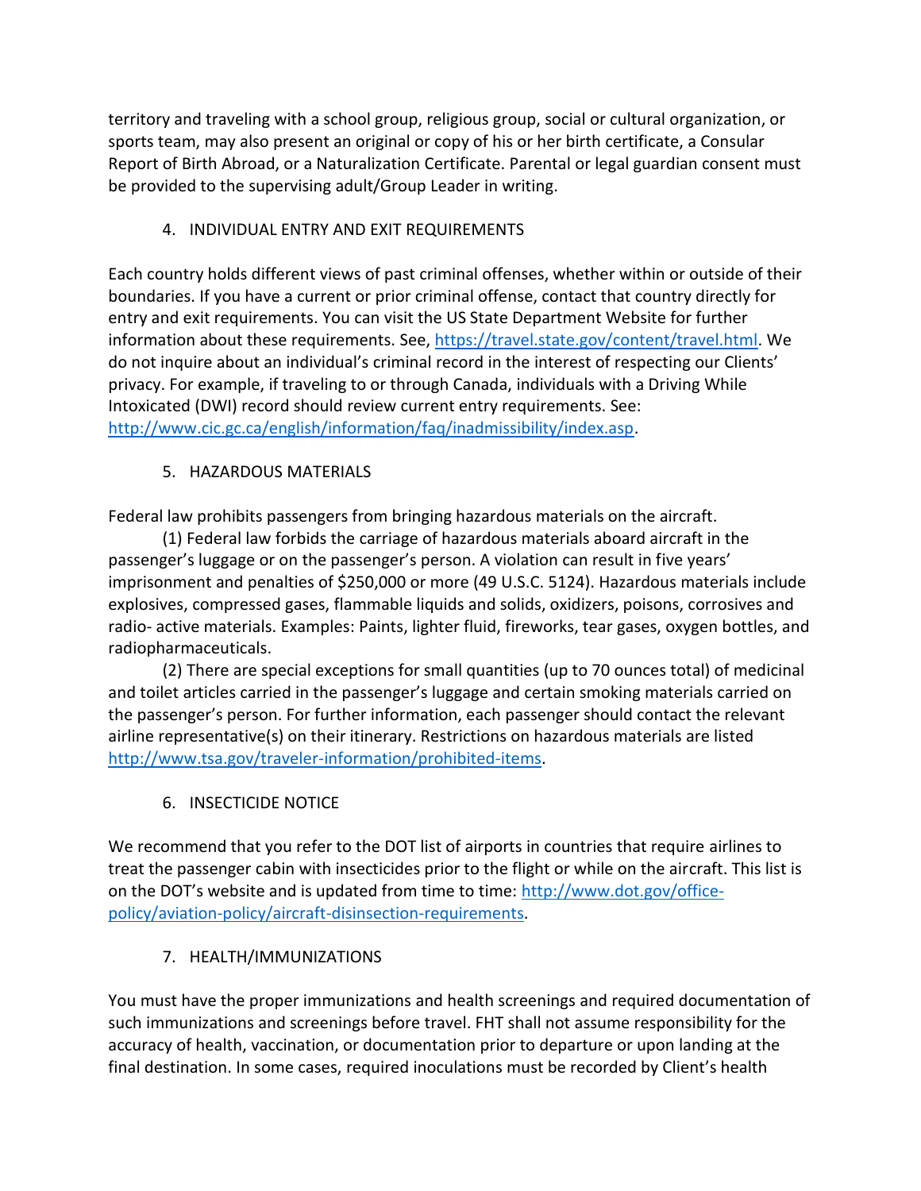territory and traveling with a school group, religious group, social or cultural organization, or sports team, may also present an original or copy of his or her birth certificate, a Consular Report of Birth Abroad, or a Naturalization Certificate. Parental or legal guardian consent must be provided to the supervising adult/Group Leader in writing.

## 4. INDIVIDUAL ENTRY AND EXIT REQUIREMENTS

Each country holds different views of past criminal offenses, whether within or outside of their boundaries. If you have a current or prior criminal offense, contact that country directly for entry and exit requirements. You can visit the US State Department Website for further information about these requirements. See, https://travel.state.gov/content/travel.html. We do not inquire about an individual's criminal record in the interest of respecting our Clients' privacy. For example, if traveling to or through Canada, individuals with a Driving While Intoxicated (DWI) record should review current entry requirements. See: http://www.cic.gc.ca/english/information/faq/inadmissibility/index.asp.

## 5. HAZARDOUS MATERIALS

Federal law prohibits passengers from bringing hazardous materials on the aircraft.

(1) Federal law forbids the carriage of hazardous materials aboard aircraft in the passenger's luggage or on the passenger's person. A violation can result in five years' imprisonment and penalties of $250,000 or more (49 U.S.C. 5124). Hazardous materials include explosives, compressed gases, flammable liquids and solids, oxidizers, poisons, corrosives and radio- active materials. Examples: Paints, lighter fluid, fireworks, tear gases, oxygen bottles, and radiopharmaceuticals.

(2) There are special exceptions for small quantities (up to 70 ounces total) of medicinal and toilet articles carried in the passenger's luggage and certain smoking materials carried on the passenger's person. For further information, each passenger should contact the relevant airline representative(s) on their itinerary. Restrictions on hazardous materials are listed http://www.tsa.gov/traveler-information/prohibited-items.

## 6. INSECTICIDE NOTICE

We recommend that you refer to the DOT list of airports in countries that require airlines to treat the passenger cabin with insecticides prior to the flight or while on the aircraft. This list is on the DOT's website and is updated from time to time: http://www.dot.gov/office-policy/aviation-policy/aircraft-disinsection-requirements.

## 7. HEALTH/IMMUNIZATIONS

You must have the proper immunizations and health screenings and required documentation of such immunizations and screenings before travel. FHT shall not assume responsibility for the accuracy of health, vaccination, or documentation prior to departure or upon landing at the final destination. In some cases, required inoculations must be recorded by Client's health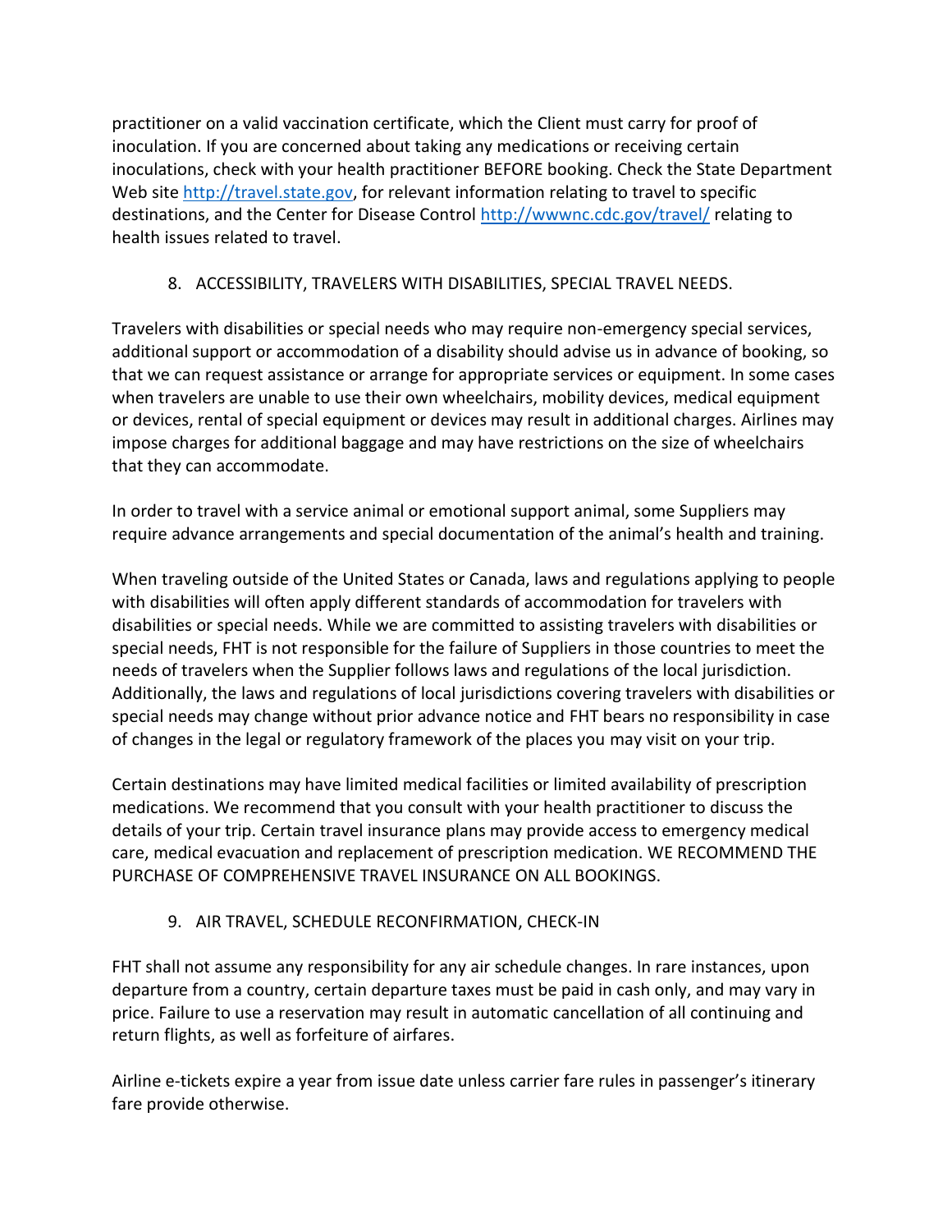practitioner on a valid vaccination certificate, which the Client must carry for proof of inoculation. If you are concerned about taking any medications or receiving certain inoculations, check with your health practitioner BEFORE booking. Check the State Department Web site [http://travel.state.gov](http://travel.state.gov), for relevant information relating to travel to specific destinations, and the Center for Disease Control [http://wwwnc.cdc.gov/travel/](http://wwwnc.cdc.gov/travel/) relating to health issues related to travel.

8. ACCESSIBILITY, TRAVELERS WITH DISABILITIES, SPECIAL TRAVEL NEEDS.

Travelers with disabilities or special needs who may require non-emergency special services, additional support or accommodation of a disability should advise us in advance of booking, so that we can request assistance or arrange for appropriate services or equipment. In some cases when travelers are unable to use their own wheelchairs, mobility devices, medical equipment or devices, rental of special equipment or devices may result in additional charges. Airlines may impose charges for additional baggage and may have restrictions on the size of wheelchairs that they can accommodate.

In order to travel with a service animal or emotional support animal, some Suppliers may require advance arrangements and special documentation of the animal's health and training.

When traveling outside of the United States or Canada, laws and regulations applying to people with disabilities will often apply different standards of accommodation for travelers with disabilities or special needs. While we are committed to assisting travelers with disabilities or special needs, FHT is not responsible for the failure of Suppliers in those countries to meet the needs of travelers when the Supplier follows laws and regulations of the local jurisdiction. Additionally, the laws and regulations of local jurisdictions covering travelers with disabilities or special needs may change without prior advance notice and FHT bears no responsibility in case of changes in the legal or regulatory framework of the places you may visit on your trip.

Certain destinations may have limited medical facilities or limited availability of prescription medications. We recommend that you consult with your health practitioner to discuss the details of your trip. Certain travel insurance plans may provide access to emergency medical care, medical evacuation and replacement of prescription medication. WE RECOMMEND THE PURCHASE OF COMPREHENSIVE TRAVEL INSURANCE ON ALL BOOKINGS.

9. AIR TRAVEL, SCHEDULE RECONFIRMATION, CHECK-IN

FHT shall not assume any responsibility for any air schedule changes. In rare instances, upon departure from a country, certain departure taxes must be paid in cash only, and may vary in price. Failure to use a reservation may result in automatic cancellation of all continuing and return flights, as well as forfeiture of airfares.

Airline e-tickets expire a year from issue date unless carrier fare rules in passenger's itinerary fare provide otherwise.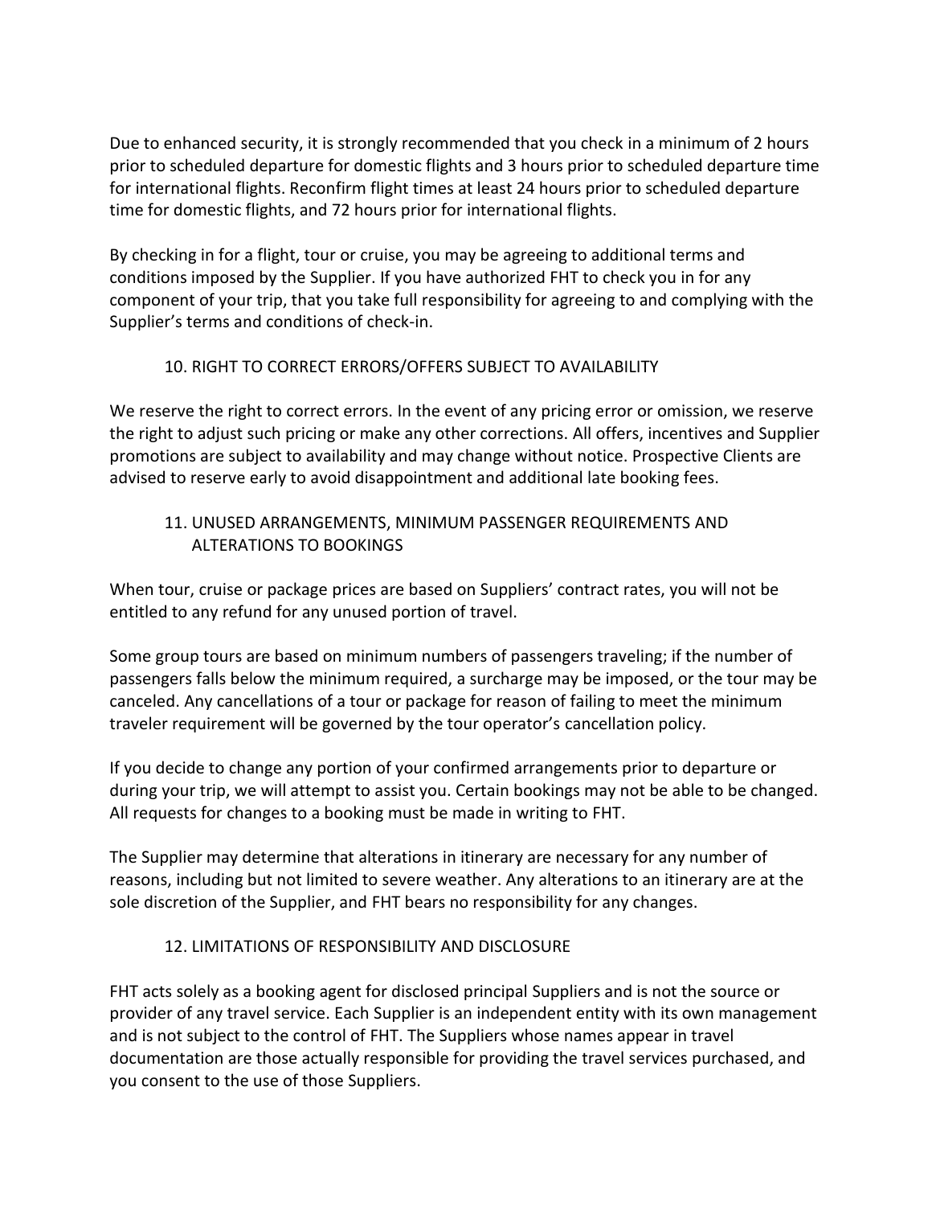Due to enhanced security, it is strongly recommended that you check in a minimum of 2 hours prior to scheduled departure for domestic flights and 3 hours prior to scheduled departure time for international flights. Reconfirm flight times at least 24 hours prior to scheduled departure time for domestic flights, and 72 hours prior for international flights.

By checking in for a flight, tour or cruise, you may be agreeing to additional terms and conditions imposed by the Supplier. If you have authorized FHT to check you in for any component of your trip, that you take full responsibility for agreeing to and complying with the Supplier's terms and conditions of check-in.

## 10. RIGHT TO CORRECT ERRORS/OFFERS SUBJECT TO AVAILABILITY

We reserve the right to correct errors. In the event of any pricing error or omission, we reserve the right to adjust such pricing or make any other corrections. All offers, incentives and Supplier promotions are subject to availability and may change without notice. Prospective Clients are advised to reserve early to avoid disappointment and additional late booking fees.

## 11. UNUSED ARRANGEMENTS, MINIMUM PASSENGER REQUIREMENTS AND ALTERATIONS TO BOOKINGS

When tour, cruise or package prices are based on Suppliers' contract rates, you will not be entitled to any refund for any unused portion of travel.

Some group tours are based on minimum numbers of passengers traveling; if the number of passengers falls below the minimum required, a surcharge may be imposed, or the tour may be canceled. Any cancellations of a tour or package for reason of failing to meet the minimum traveler requirement will be governed by the tour operator's cancellation policy.

If you decide to change any portion of your confirmed arrangements prior to departure or during your trip, we will attempt to assist you. Certain bookings may not be able to be changed. All requests for changes to a booking must be made in writing to FHT.

The Supplier may determine that alterations in itinerary are necessary for any number of reasons, including but not limited to severe weather. Any alterations to an itinerary are at the sole discretion of the Supplier, and FHT bears no responsibility for any changes.

## 12. LIMITATIONS OF RESPONSIBILITY AND DISCLOSURE

FHT acts solely as a booking agent for disclosed principal Suppliers and is not the source or provider of any travel service. Each Supplier is an independent entity with its own management and is not subject to the control of FHT. The Suppliers whose names appear in travel documentation are those actually responsible for providing the travel services purchased, and you consent to the use of those Suppliers.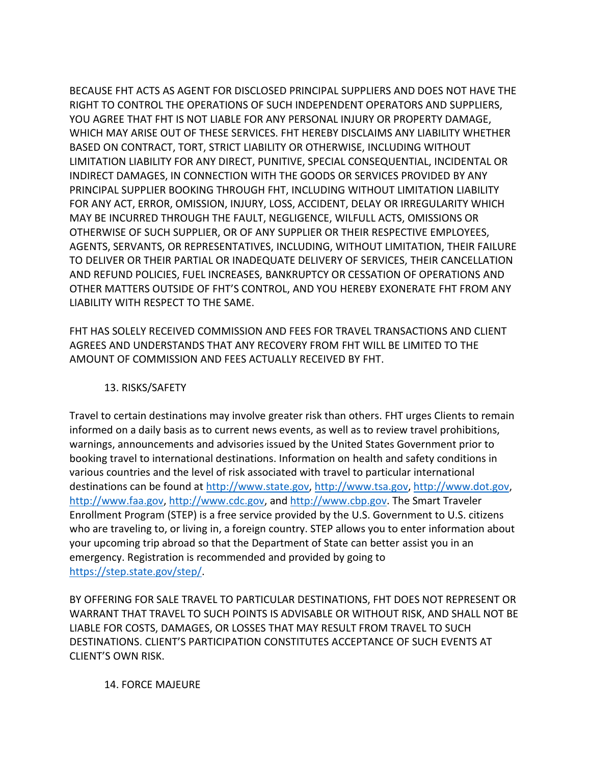BECAUSE FHT ACTS AS AGENT FOR DISCLOSED PRINCIPAL SUPPLIERS AND DOES NOT HAVE THE RIGHT TO CONTROL THE OPERATIONS OF SUCH INDEPENDENT OPERATORS AND SUPPLIERS, YOU AGREE THAT FHT IS NOT LIABLE FOR ANY PERSONAL INJURY OR PROPERTY DAMAGE, WHICH MAY ARISE OUT OF THESE SERVICES. FHT HEREBY DISCLAIMS ANY LIABILITY WHETHER BASED ON CONTRACT, TORT, STRICT LIABILITY OR OTHERWISE, INCLUDING WITHOUT LIMITATION LIABILITY FOR ANY DIRECT, PUNITIVE, SPECIAL CONSEQUENTIAL, INCIDENTAL OR INDIRECT DAMAGES, IN CONNECTION WITH THE GOODS OR SERVICES PROVIDED BY ANY PRINCIPAL SUPPLIER BOOKING THROUGH FHT, INCLUDING WITHOUT LIMITATION LIABILITY FOR ANY ACT, ERROR, OMISSION, INJURY, LOSS, ACCIDENT, DELAY OR IRREGULARITY WHICH MAY BE INCURRED THROUGH THE FAULT, NEGLIGENCE, WILFULL ACTS, OMISSIONS OR OTHERWISE OF SUCH SUPPLIER, OR OF ANY SUPPLIER OR THEIR RESPECTIVE EMPLOYEES, AGENTS, SERVANTS, OR REPRESENTATIVES, INCLUDING, WITHOUT LIMITATION, THEIR FAILURE TO DELIVER OR THEIR PARTIAL OR INADEQUATE DELIVERY OF SERVICES, THEIR CANCELLATION AND REFUND POLICIES, FUEL INCREASES, BANKRUPTCY OR CESSATION OF OPERATIONS AND OTHER MATTERS OUTSIDE OF FHT'S CONTROL, AND YOU HEREBY EXONERATE FHT FROM ANY LIABILITY WITH RESPECT TO THE SAME.

FHT HAS SOLELY RECEIVED COMMISSION AND FEES FOR TRAVEL TRANSACTIONS AND CLIENT AGREES AND UNDERSTANDS THAT ANY RECOVERY FROM FHT WILL BE LIMITED TO THE AMOUNT OF COMMISSION AND FEES ACTUALLY RECEIVED BY FHT.

## 13. RISKS/SAFETY

Travel to certain destinations may involve greater risk than others. FHT urges Clients to remain informed on a daily basis as to current news events, as well as to review travel prohibitions, warnings, announcements and advisories issued by the United States Government prior to booking travel to international destinations. Information on health and safety conditions in various countries and the level of risk associated with travel to particular international destinations can be found at http://www.state.gov, http://www.tsa.gov, http://www.dot.gov, http://www.faa.gov, http://www.cdc.gov, and http://www.cbp.gov. The Smart Traveler Enrollment Program (STEP) is a free service provided by the U.S. Government to U.S. citizens who are traveling to, or living in, a foreign country. STEP allows you to enter information about your upcoming trip abroad so that the Department of State can better assist you in an emergency. Registration is recommended and provided by going to https://step.state.gov/step/.

BY OFFERING FOR SALE TRAVEL TO PARTICULAR DESTINATIONS, FHT DOES NOT REPRESENT OR WARRANT THAT TRAVEL TO SUCH POINTS IS ADVISABLE OR WITHOUT RISK, AND SHALL NOT BE LIABLE FOR COSTS, DAMAGES, OR LOSSES THAT MAY RESULT FROM TRAVEL TO SUCH DESTINATIONS. CLIENT'S PARTICIPATION CONSTITUTES ACCEPTANCE OF SUCH EVENTS AT CLIENT'S OWN RISK.

## 14. FORCE MAJEURE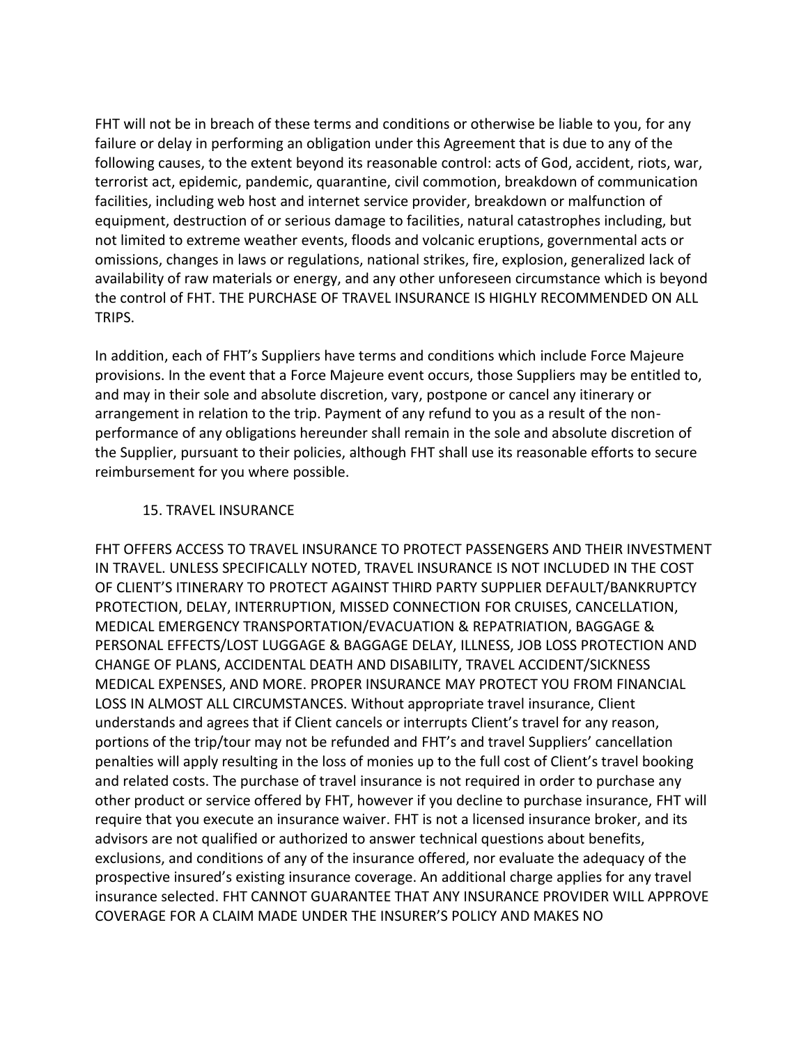FHT will not be in breach of these terms and conditions or otherwise be liable to you, for any failure or delay in performing an obligation under this Agreement that is due to any of the following causes, to the extent beyond its reasonable control: acts of God, accident, riots, war, terrorist act, epidemic, pandemic, quarantine, civil commotion, breakdown of communication facilities, including web host and internet service provider, breakdown or malfunction of equipment, destruction of or serious damage to facilities, natural catastrophes including, but not limited to extreme weather events, floods and volcanic eruptions, governmental acts or omissions, changes in laws or regulations, national strikes, fire, explosion, generalized lack of availability of raw materials or energy, and any other unforeseen circumstance which is beyond the control of FHT. THE PURCHASE OF TRAVEL INSURANCE IS HIGHLY RECOMMENDED ON ALL TRIPS.

In addition, each of FHT's Suppliers have terms and conditions which include Force Majeure provisions. In the event that a Force Majeure event occurs, those Suppliers may be entitled to, and may in their sole and absolute discretion, vary, postpone or cancel any itinerary or arrangement in relation to the trip. Payment of any refund to you as a result of the non-performance of any obligations hereunder shall remain in the sole and absolute discretion of the Supplier, pursuant to their policies, although FHT shall use its reasonable efforts to secure reimbursement for you where possible.

## 15. TRAVEL INSURANCE

FHT OFFERS ACCESS TO TRAVEL INSURANCE TO PROTECT PASSENGERS AND THEIR INVESTMENT IN TRAVEL. UNLESS SPECIFICALLY NOTED, TRAVEL INSURANCE IS NOT INCLUDED IN THE COST OF CLIENT'S ITINERARY TO PROTECT AGAINST THIRD PARTY SUPPLIER DEFAULT/BANKRUPTCY PROTECTION, DELAY, INTERRUPTION, MISSED CONNECTION FOR CRUISES, CANCELLATION, MEDICAL EMERGENCY TRANSPORTATION/EVACUATION & REPATRIATION, BAGGAGE & PERSONAL EFFECTS/LOST LUGGAGE & BAGGAGE DELAY, ILLNESS, JOB LOSS PROTECTION AND CHANGE OF PLANS, ACCIDENTAL DEATH AND DISABILITY, TRAVEL ACCIDENT/SICKNESS MEDICAL EXPENSES, AND MORE. PROPER INSURANCE MAY PROTECT YOU FROM FINANCIAL LOSS IN ALMOST ALL CIRCUMSTANCES. Without appropriate travel insurance, Client understands and agrees that if Client cancels or interrupts Client's travel for any reason, portions of the trip/tour may not be refunded and FHT's and travel Suppliers' cancellation penalties will apply resulting in the loss of monies up to the full cost of Client's travel booking and related costs. The purchase of travel insurance is not required in order to purchase any other product or service offered by FHT, however if you decline to purchase insurance, FHT will require that you execute an insurance waiver. FHT is not a licensed insurance broker, and its advisors are not qualified or authorized to answer technical questions about benefits, exclusions, and conditions of any of the insurance offered, nor evaluate the adequacy of the prospective insured's existing insurance coverage. An additional charge applies for any travel insurance selected. FHT CANNOT GUARANTEE THAT ANY INSURANCE PROVIDER WILL APPROVE COVERAGE FOR A CLAIM MADE UNDER THE INSURER'S POLICY AND MAKES NO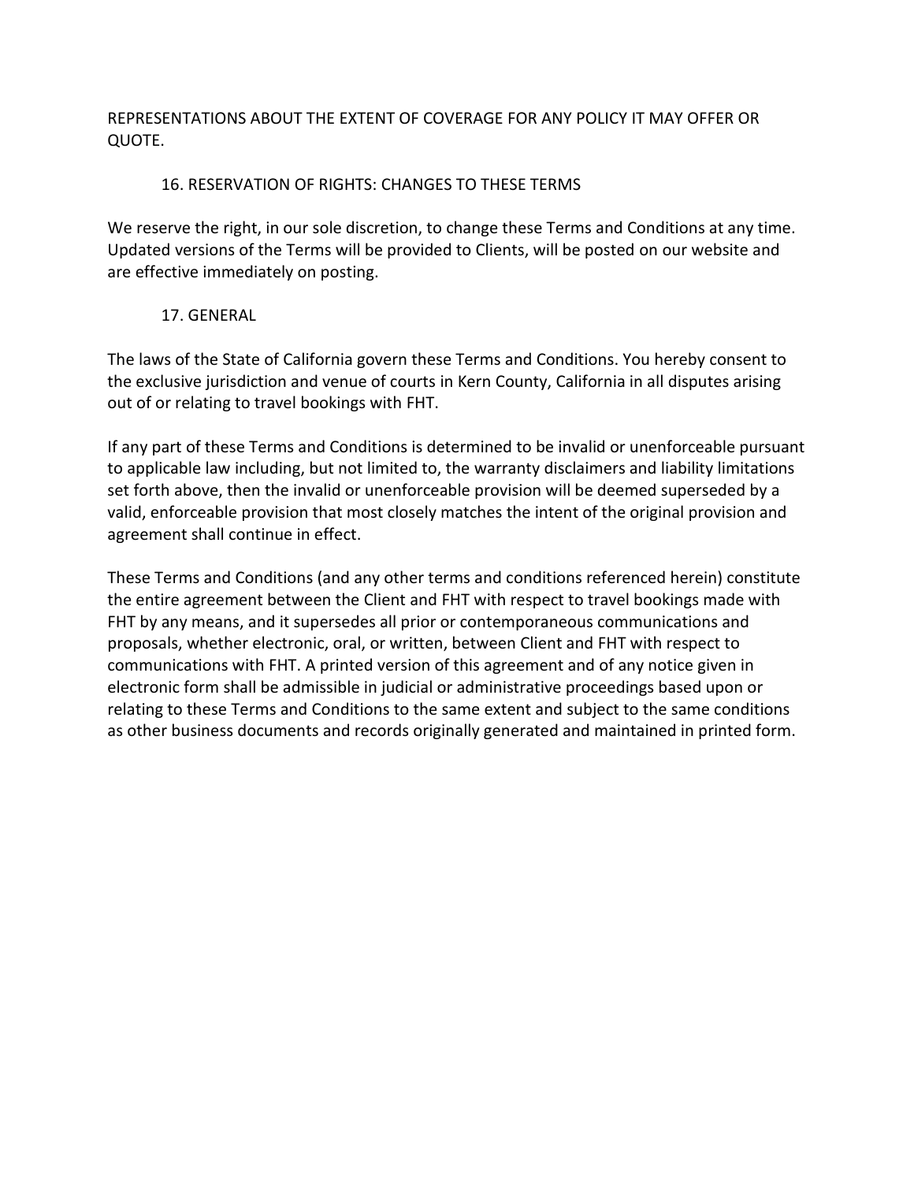REPRESENTATIONS ABOUT THE EXTENT OF COVERAGE FOR ANY POLICY IT MAY OFFER OR QUOTE.

## 16. RESERVATION OF RIGHTS: CHANGES TO THESE TERMS

We reserve the right, in our sole discretion, to change these Terms and Conditions at any time. Updated versions of the Terms will be provided to Clients, will be posted on our website and are effective immediately on posting.

## 17. GENERAL

The laws of the State of California govern these Terms and Conditions. You hereby consent to the exclusive jurisdiction and venue of courts in Kern County, California in all disputes arising out of or relating to travel bookings with FHT.

If any part of these Terms and Conditions is determined to be invalid or unenforceable pursuant to applicable law including, but not limited to, the warranty disclaimers and liability limitations set forth above, then the invalid or unenforceable provision will be deemed superseded by a valid, enforceable provision that most closely matches the intent of the original provision and agreement shall continue in effect.

These Terms and Conditions (and any other terms and conditions referenced herein) constitute the entire agreement between the Client and FHT with respect to travel bookings made with FHT by any means, and it supersedes all prior or contemporaneous communications and proposals, whether electronic, oral, or written, between Client and FHT with respect to communications with FHT. A printed version of this agreement and of any notice given in electronic form shall be admissible in judicial or administrative proceedings based upon or relating to these Terms and Conditions to the same extent and subject to the same conditions as other business documents and records originally generated and maintained in printed form.